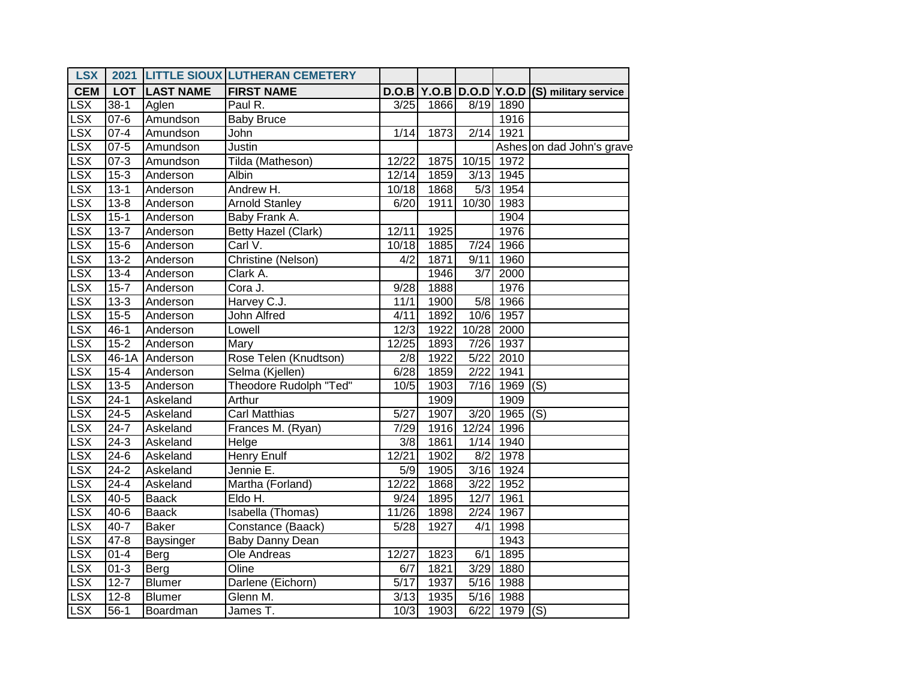| LSX | 2021 | LITTLE SIOUX | LUTHERAN CEMETERY | | | | | |
|---|---|---|---|---|---|---|---|---|
| **CEM** | **LOT** | **LAST NAME** | **FIRST NAME** | **D.O.B** | **Y.O.B** | **D.O.D** | **Y.O.D** | **(S) military service** |
| LSX | 38-1 | Aglen | Paul R. | 3/25 | 1866 | 8/19 | 1890 | |
| LSX | 07-6 | Amundson | Baby Bruce | | | | 1916 | |
| LSX | 07-4 | Amundson | John | 1/14 | 1873 | 2/14 | 1921 | |
| LSX | 07-5 | Amundson | Justin | | | | Ashes | on dad John's grave |
| LSX | 07-3 | Amundson | Tilda (Matheson) | 12/22 | 1875 | 10/15 | 1972 | |
| LSX | 15-3 | Anderson | Albin | 12/14 | 1859 | 3/13 | 1945 | |
| LSX | 13-1 | Anderson | Andrew H. | 10/18 | 1868 | 5/3 | 1954 | |
| LSX | 13-8 | Anderson | Arnold Stanley | 6/20 | 1911 | 10/30 | 1983 | |
| LSX | 15-1 | Anderson | Baby Frank A. | | | | 1904 | |
| LSX | 13-7 | Anderson | Betty Hazel (Clark) | 12/11 | 1925 | | 1976 | |
| LSX | 15-6 | Anderson | Carl V. | 10/18 | 1885 | 7/24 | 1966 | |
| LSX | 13-2 | Anderson | Christine (Nelson) | 4/2 | 1871 | 9/11 | 1960 | |
| LSX | 13-4 | Anderson | Clark A. | | 1946 | 3/7 | 2000 | |
| LSX | 15-7 | Anderson | Cora J. | 9/28 | 1888 | | 1976 | |
| LSX | 13-3 | Anderson | Harvey C.J. | 11/1 | 1900 | 5/8 | 1966 | |
| LSX | 15-5 | Anderson | John Alfred | 4/11 | 1892 | 10/6 | 1957 | |
| LSX | 46-1 | Anderson | Lowell | 12/3 | 1922 | 10/28 | 2000 | |
| LSX | 15-2 | Anderson | Mary | 12/25 | 1893 | 7/26 | 1937 | |
| LSX | 46-1A | Anderson | Rose Telen (Knudtson) | 2/8 | 1922 | 5/22 | 2010 | |
| LSX | 15-4 | Anderson | Selma (Kjellen) | 6/28 | 1859 | 2/22 | 1941 | |
| LSX | 13-5 | Anderson | Theodore Rudolph "Ted" | 10/5 | 1903 | 7/16 | 1969 | (S) |
| LSX | 24-1 | Askeland | Arthur | | 1909 | | 1909 | |
| LSX | 24-5 | Askeland | Carl Matthias | 5/27 | 1907 | 3/20 | 1965 | (S) |
| LSX | 24-7 | Askeland | Frances M. (Ryan) | 7/29 | 1916 | 12/24 | 1996 | |
| LSX | 24-3 | Askeland | Helge | 3/8 | 1861 | 1/14 | 1940 | |
| LSX | 24-6 | Askeland | Henry Enulf | 12/21 | 1902 | 8/2 | 1978 | |
| LSX | 24-2 | Askeland | Jennie E. | 5/9 | 1905 | 3/16 | 1924 | |
| LSX | 24-4 | Askeland | Martha (Forland) | 12/22 | 1868 | 3/22 | 1952 | |
| LSX | 40-5 | Baack | Eldo H. | 9/24 | 1895 | 12/7 | 1961 | |
| LSX | 40-6 | Baack | Isabella (Thomas) | 11/26 | 1898 | 2/24 | 1967 | |
| LSX | 40-7 | Baker | Constance (Baack) | 5/28 | 1927 | 4/1 | 1998 | |
| LSX | 47-8 | Baysinger | Baby Danny Dean | | | | 1943 | |
| LSX | 01-4 | Berg | Ole Andreas | 12/27 | 1823 | 6/1 | 1895 | |
| LSX | 01-3 | Berg | Oline | 6/7 | 1821 | 3/29 | 1880 | |
| LSX | 12-7 | Blumer | Darlene (Eichorn) | 5/17 | 1937 | 5/16 | 1988 | |
| LSX | 12-8 | Blumer | Glenn M. | 3/13 | 1935 | 5/16 | 1988 | |
| LSX | 56-1 | Boardman | James T. | 10/3 | 1903 | 6/22 | 1979 | (S) |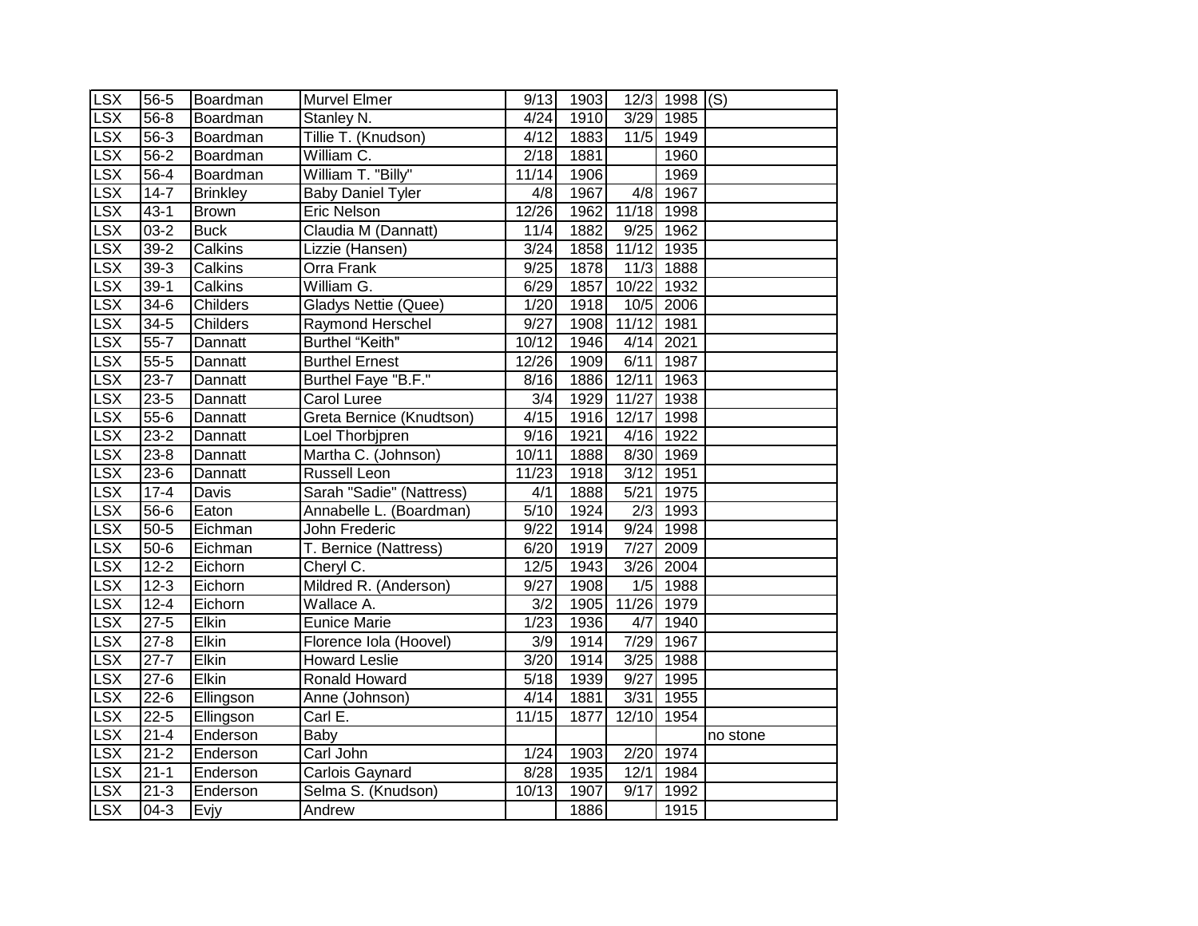| | | | | | | | | |
|---|---|---|---|---|---|---|---|---|
| LSX | 56-5 | Boardman | Murvel Elmer | 9/13 | 1903 | 12/3 | 1998 | (S) |
| LSX | 56-8 | Boardman | Stanley N. | 4/24 | 1910 | 3/29 | 1985 | |
| LSX | 56-3 | Boardman | Tillie T. (Knudson) | 4/12 | 1883 | 11/5 | 1949 | |
| LSX | 56-2 | Boardman | William C. | 2/18 | 1881 | | 1960 | |
| LSX | 56-4 | Boardman | William T. "Billy" | 11/14 | 1906 | | 1969 | |
| LSX | 14-7 | Brinkley | Baby Daniel Tyler | 4/8 | 1967 | 4/8 | 1967 | |
| LSX | 43-1 | Brown | Eric Nelson | 12/26 | 1962 | 11/18 | 1998 | |
| LSX | 03-2 | Buck | Claudia M (Dannatt) | 11/4 | 1882 | 9/25 | 1962 | |
| LSX | 39-2 | Calkins | Lizzie (Hansen) | 3/24 | 1858 | 11/12 | 1935 | |
| LSX | 39-3 | Calkins | Orra Frank | 9/25 | 1878 | 11/3 | 1888 | |
| LSX | 39-1 | Calkins | William G. | 6/29 | 1857 | 10/22 | 1932 | |
| LSX | 34-6 | Childers | Gladys Nettie (Quee) | 1/20 | 1918 | 10/5 | 2006 | |
| LSX | 34-5 | Childers | Raymond Herschel | 9/27 | 1908 | 11/12 | 1981 | |
| LSX | 55-7 | Dannatt | Burthel “Keith" | 10/12 | 1946 | 4/14 | 2021 | |
| LSX | 55-5 | Dannatt | Burthel Ernest | 12/26 | 1909 | 6/11 | 1987 | |
| LSX | 23-7 | Dannatt | Burthel Faye "B.F." | 8/16 | 1886 | 12/11 | 1963 | |
| LSX | 23-5 | Dannatt | Carol Luree | 3/4 | 1929 | 11/27 | 1938 | |
| LSX | 55-6 | Dannatt | Greta Bernice (Knudtson) | 4/15 | 1916 | 12/17 | 1998 | |
| LSX | 23-2 | Dannatt | Loel Thorbjpren | 9/16 | 1921 | 4/16 | 1922 | |
| LSX | 23-8 | Dannatt | Martha C. (Johnson) | 10/11 | 1888 | 8/30 | 1969 | |
| LSX | 23-6 | Dannatt | Russell Leon | 11/23 | 1918 | 3/12 | 1951 | |
| LSX | 17-4 | Davis | Sarah "Sadie" (Nattress) | 4/1 | 1888 | 5/21 | 1975 | |
| LSX | 56-6 | Eaton | Annabelle L. (Boardman) | 5/10 | 1924 | 2/3 | 1993 | |
| LSX | 50-5 | Eichman | John Frederic | 9/22 | 1914 | 9/24 | 1998 | |
| LSX | 50-6 | Eichman | T. Bernice (Nattress) | 6/20 | 1919 | 7/27 | 2009 | |
| LSX | 12-2 | Eichorn | Cheryl C. | 12/5 | 1943 | 3/26 | 2004 | |
| LSX | 12-3 | Eichorn | Mildred R. (Anderson) | 9/27 | 1908 | 1/5 | 1988 | |
| LSX | 12-4 | Eichorn | Wallace A. | 3/2 | 1905 | 11/26 | 1979 | |
| LSX | 27-5 | Elkin | Eunice Marie | 1/23 | 1936 | 4/7 | 1940 | |
| LSX | 27-8 | Elkin | Florence Iola (Hoovel) | 3/9 | 1914 | 7/29 | 1967 | |
| LSX | 27-7 | Elkin | Howard Leslie | 3/20 | 1914 | 3/25 | 1988 | |
| LSX | 27-6 | Elkin | Ronald Howard | 5/18 | 1939 | 9/27 | 1995 | |
| LSX | 22-6 | Ellingson | Anne (Johnson) | 4/14 | 1881 | 3/31 | 1955 | |
| LSX | 22-5 | Ellingson | Carl E. | 11/15 | 1877 | 12/10 | 1954 | |
| LSX | 21-4 | Enderson | Baby | | | | | no stone |
| LSX | 21-2 | Enderson | Carl John | 1/24 | 1903 | 2/20 | 1974 | |
| LSX | 21-1 | Enderson | Carlois Gaynard | 8/28 | 1935 | 12/1 | 1984 | |
| LSX | 21-3 | Enderson | Selma S. (Knudson) | 10/13 | 1907 | 9/17 | 1992 | |
| LSX | 04-3 | Evjy | Andrew | | 1886 | | 1915 | |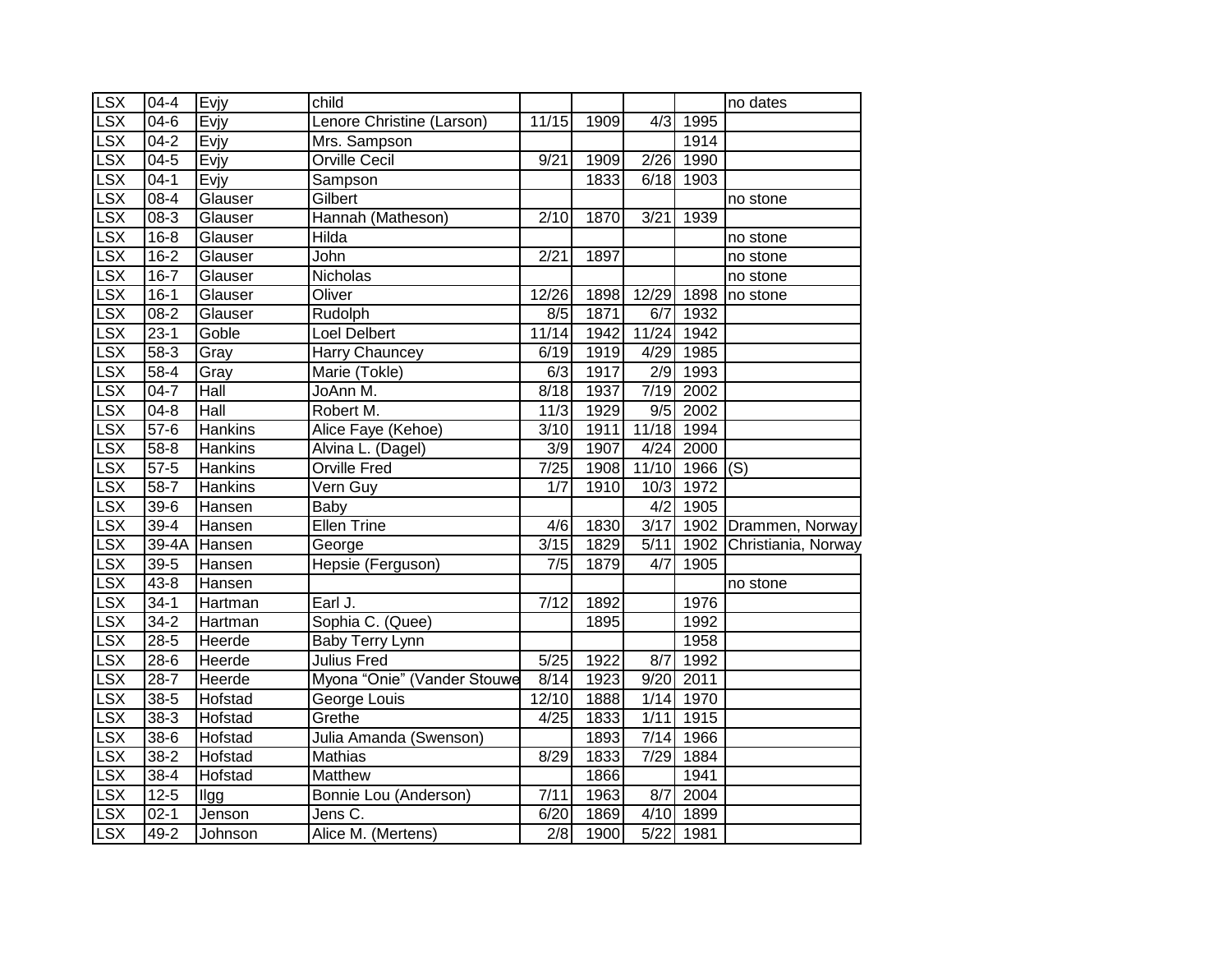| | | | | | | | | |
|---|---|---|---|---|---|---|---|---|
| LSX | 04-4 | Evjy | child | | | | | no dates |
| LSX | 04-6 | Evjy | Lenore Christine (Larson) | 11/15 | 1909 | 4/3 | 1995 | |
| LSX | 04-2 | Evjy | Mrs. Sampson | | | | 1914 | |
| LSX | 04-5 | Evjy | Orville Cecil | 9/21 | 1909 | 2/26 | 1990 | |
| LSX | 04-1 | Evjy | Sampson | | 1833 | 6/18 | 1903 | |
| LSX | 08-4 | Glauser | Gilbert | | | | | no stone |
| LSX | 08-3 | Glauser | Hannah (Matheson) | 2/10 | 1870 | 3/21 | 1939 | |
| LSX | 16-8 | Glauser | Hilda | | | | | no stone |
| LSX | 16-2 | Glauser | John | 2/21 | 1897 | | | no stone |
| LSX | 16-7 | Glauser | Nicholas | | | | | no stone |
| LSX | 16-1 | Glauser | Oliver | 12/26 | 1898 | 12/29 | 1898 | no stone |
| LSX | 08-2 | Glauser | Rudolph | 8/5 | 1871 | 6/7 | 1932 | |
| LSX | 23-1 | Goble | Loel Delbert | 11/14 | 1942 | 11/24 | 1942 | |
| LSX | 58-3 | Gray | Harry Chauncey | 6/19 | 1919 | 4/29 | 1985 | |
| LSX | 58-4 | Gray | Marie (Tokle) | 6/3 | 1917 | 2/9 | 1993 | |
| LSX | 04-7 | Hall | JoAnn M. | 8/18 | 1937 | 7/19 | 2002 | |
| LSX | 04-8 | Hall | Robert M. | 11/3 | 1929 | 9/5 | 2002 | |
| LSX | 57-6 | Hankins | Alice Faye (Kehoe) | 3/10 | 1911 | 11/18 | 1994 | |
| LSX | 58-8 | Hankins | Alvina L. (Dagel) | 3/9 | 1907 | 4/24 | 2000 | |
| LSX | 57-5 | Hankins | Orville Fred | 7/25 | 1908 | 11/10 | 1966 | (S) |
| LSX | 58-7 | Hankins | Vern Guy | 1/7 | 1910 | 10/3 | 1972 | |
| LSX | 39-6 | Hansen | Baby | | | 4/2 | 1905 | |
| LSX | 39-4 | Hansen | Ellen Trine | 4/6 | 1830 | 3/17 | 1902 | Drammen, Norway |
| LSX | 39-4A | Hansen | George | 3/15 | 1829 | 5/11 | 1902 | Christiania, Norway |
| LSX | 39-5 | Hansen | Hepsie (Ferguson) | 7/5 | 1879 | 4/7 | 1905 | |
| LSX | 43-8 | Hansen | | | | | | no stone |
| LSX | 34-1 | Hartman | Earl J. | 7/12 | 1892 | | 1976 | |
| LSX | 34-2 | Hartman | Sophia C. (Quee) | | 1895 | | 1992 | |
| LSX | 28-5 | Heerde | Baby Terry Lynn | | | | 1958 | |
| LSX | 28-6 | Heerde | Julius Fred | 5/25 | 1922 | 8/7 | 1992 | |
| LSX | 28-7 | Heerde | Myona "Onie" (Vander Stouwe | 8/14 | 1923 | 9/20 | 2011 | |
| LSX | 38-5 | Hofstad | George Louis | 12/10 | 1888 | 1/14 | 1970 | |
| LSX | 38-3 | Hofstad | Grethe | 4/25 | 1833 | 1/11 | 1915 | |
| LSX | 38-6 | Hofstad | Julia Amanda (Swenson) | | 1893 | 7/14 | 1966 | |
| LSX | 38-2 | Hofstad | Mathias | 8/29 | 1833 | 7/29 | 1884 | |
| LSX | 38-4 | Hofstad | Matthew | | 1866 | | 1941 | |
| LSX | 12-5 | Ilgg | Bonnie Lou (Anderson) | 7/11 | 1963 | 8/7 | 2004 | |
| LSX | 02-1 | Jenson | Jens C. | 6/20 | 1869 | 4/10 | 1899 | |
| LSX | 49-2 | Johnson | Alice M. (Mertens) | 2/8 | 1900 | 5/22 | 1981 | |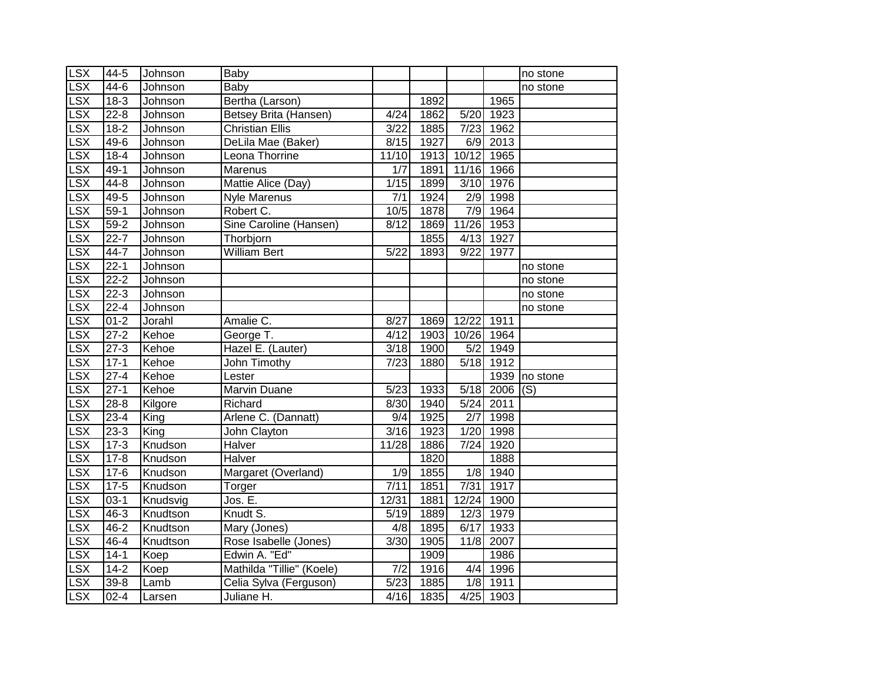| | | | | | | | | |
|---|---|---|---|---|---|---|---|---|
| LSX | 44-5 | Johnson | Baby | | | | | no stone |
| LSX | 44-6 | Johnson | Baby | | | | | no stone |
| LSX | 18-3 | Johnson | Bertha (Larson) | | 1892 | | 1965 | |
| LSX | 22-8 | Johnson | Betsey Brita (Hansen) | 4/24 | 1862 | 5/20 | 1923 | |
| LSX | 18-2 | Johnson | Christian Ellis | 3/22 | 1885 | 7/23 | 1962 | |
| LSX | 49-6 | Johnson | DeLila Mae (Baker) | 8/15 | 1927 | 6/9 | 2013 | |
| LSX | 18-4 | Johnson | Leona Thorrine | 11/10 | 1913 | 10/12 | 1965 | |
| LSX | 49-1 | Johnson | Marenus | 1/7 | 1891 | 11/16 | 1966 | |
| LSX | 44-8 | Johnson | Mattie Alice (Day) | 1/15 | 1899 | 3/10 | 1976 | |
| LSX | 49-5 | Johnson | Nyle Marenus | 7/1 | 1924 | 2/9 | 1998 | |
| LSX | 59-1 | Johnson | Robert C. | 10/5 | 1878 | 7/9 | 1964 | |
| LSX | 59-2 | Johnson | Sine Caroline (Hansen) | 8/12 | 1869 | 11/26 | 1953 | |
| LSX | 22-7 | Johnson | Thorbjorn | | 1855 | 4/13 | 1927 | |
| LSX | 44-7 | Johnson | William Bert | 5/22 | 1893 | 9/22 | 1977 | |
| LSX | 22-1 | Johnson | | | | | | no stone |
| LSX | 22-2 | Johnson | | | | | | no stone |
| LSX | 22-3 | Johnson | | | | | | no stone |
| LSX | 22-4 | Johnson | | | | | | no stone |
| LSX | 01-2 | Jorahl | Amalie C. | 8/27 | 1869 | 12/22 | 1911 | |
| LSX | 27-2 | Kehoe | George T. | 4/12 | 1903 | 10/26 | 1964 | |
| LSX | 27-3 | Kehoe | Hazel E. (Lauter) | 3/18 | 1900 | 5/2 | 1949 | |
| LSX | 17-1 | Kehoe | John Timothy | 7/23 | 1880 | 5/18 | 1912 | |
| LSX | 27-4 | Kehoe | Lester | | | | 1939 | no stone |
| LSX | 27-1 | Kehoe | Marvin Duane | 5/23 | 1933 | 5/18 | 2006 | (S) |
| LSX | 28-8 | Kilgore | Richard | 8/30 | 1940 | 5/24 | 2011 | |
| LSX | 23-4 | King | Arlene C. (Dannatt) | 9/4 | 1925 | 2/7 | 1998 | |
| LSX | 23-3 | King | John Clayton | 3/16 | 1923 | 1/20 | 1998 | |
| LSX | 17-3 | Knudson | Halver | 11/28 | 1886 | 7/24 | 1920 | |
| LSX | 17-8 | Knudson | Halver | | 1820 | | 1888 | |
| LSX | 17-6 | Knudson | Margaret (Overland) | 1/9 | 1855 | 1/8 | 1940 | |
| LSX | 17-5 | Knudson | Torger | 7/11 | 1851 | 7/31 | 1917 | |
| LSX | 03-1 | Knudsvig | Jos. E. | 12/31 | 1881 | 12/24 | 1900 | |
| LSX | 46-3 | Knudtson | Knudt S. | 5/19 | 1889 | 12/3 | 1979 | |
| LSX | 46-2 | Knudtson | Mary (Jones) | 4/8 | 1895 | 6/17 | 1933 | |
| LSX | 46-4 | Knudtson | Rose Isabelle (Jones) | 3/30 | 1905 | 11/8 | 2007 | |
| LSX | 14-1 | Koep | Edwin A. "Ed" | | 1909 | | 1986 | |
| LSX | 14-2 | Koep | Mathilda "Tillie" (Koele) | 7/2 | 1916 | 4/4 | 1996 | |
| LSX | 39-8 | Lamb | Celia Sylva (Ferguson) | 5/23 | 1885 | 1/8 | 1911 | |
| LSX | 02-4 | Larsen | Juliane H. | 4/16 | 1835 | 4/25 | 1903 | |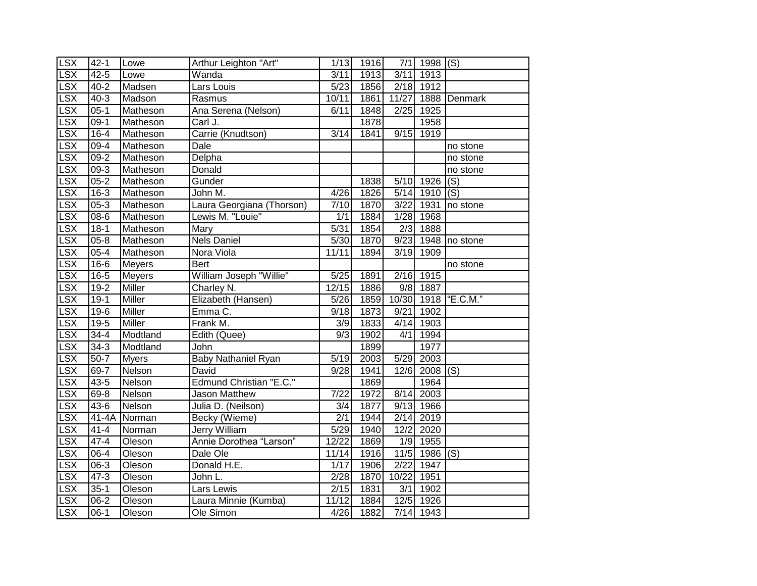| LSX | 42-1 | Lowe | Arthur Leighton "Art" | 1/13 | 1916 | 7/1 | 1998 | (S) |
|---|---|---|---|---|---|---|---|---|
| LSX | 42-5 | Lowe | Wanda | 3/11 | 1913 | 3/11 | 1913 | |
| LSX | 40-2 | Madsen | Lars Louis | 5/23 | 1856 | 2/18 | 1912 | |
| LSX | 40-3 | Madson | Rasmus | 10/11 | 1861 | 11/27 | 1888 | Denmark |
| LSX | 05-1 | Matheson | Ana Serena (Nelson) | 6/11 | 1848 | 2/25 | 1925 | |
| LSX | 09-1 | Matheson | Carl J. | | 1878 | | 1958 | |
| LSX | 16-4 | Matheson | Carrie (Knudtson) | 3/14 | 1841 | 9/15 | 1919 | |
| LSX | 09-4 | Matheson | Dale | | | | | no stone |
| LSX | 09-2 | Matheson | Delpha | | | | | no stone |
| LSX | 09-3 | Matheson | Donald | | | | | no stone |
| LSX | 05-2 | Matheson | Gunder | | 1838 | 5/10 | 1926 | (S) |
| LSX | 16-3 | Matheson | John M. | 4/26 | 1826 | 5/14 | 1910 | (S) |
| LSX | 05-3 | Matheson | Laura Georgiana (Thorson) | 7/10 | 1870 | 3/22 | 1931 | no stone |
| LSX | 08-6 | Matheson | Lewis M. "Louie" | 1/1 | 1884 | 1/28 | 1968 | |
| LSX | 18-1 | Matheson | Mary | 5/31 | 1854 | 2/3 | 1888 | |
| LSX | 05-8 | Matheson | Nels Daniel | 5/30 | 1870 | 9/23 | 1948 | no stone |
| LSX | 05-4 | Matheson | Nora Viola | 11/11 | 1894 | 3/19 | 1909 | |
| LSX | 16-6 | Meyers | Bert | | | | | no stone |
| LSX | 16-5 | Meyers | William Joseph "Willie" | 5/25 | 1891 | 2/16 | 1915 | |
| LSX | 19-2 | Miller | Charley N. | 12/15 | 1886 | 9/8 | 1887 | |
| LSX | 19-1 | Miller | Elizabeth (Hansen) | 5/26 | 1859 | 10/30 | 1918 | "E.C.M." |
| LSX | 19-6 | Miller | Emma C. | 9/18 | 1873 | 9/21 | 1902 | |
| LSX | 19-5 | Miller | Frank M. | 3/9 | 1833 | 4/14 | 1903 | |
| LSX | 34-4 | Modtland | Edith (Quee) | 9/3 | 1902 | 4/1 | 1994 | |
| LSX | 34-3 | Modtland | John | | 1899 | | 1977 | |
| LSX | 50-7 | Myers | Baby Nathaniel Ryan | 5/19 | 2003 | 5/29 | 2003 | |
| LSX | 69-7 | Nelson | David | 9/28 | 1941 | 12/6 | 2008 | (S) |
| LSX | 43-5 | Nelson | Edmund Christian "E.C." | | 1869 | | 1964 | |
| LSX | 69-8 | Nelson | Jason Matthew | 7/22 | 1972 | 8/14 | 2003 | |
| LSX | 43-6 | Nelson | Julia D. (Neilson) | 3/4 | 1877 | 9/13 | 1966 | |
| LSX | 41-4A | Norman | Becky (Wieme) | 2/1 | 1944 | 2/14 | 2019 | |
| LSX | 41-4 | Norman | Jerry William | 5/29 | 1940 | 12/2 | 2020 | |
| LSX | 47-4 | Oleson | Annie Dorothea "Larson" | 12/22 | 1869 | 1/9 | 1955 | |
| LSX | 06-4 | Oleson | Dale Ole | 11/14 | 1916 | 11/5 | 1986 | (S) |
| LSX | 06-3 | Oleson | Donald H.E. | 1/17 | 1906 | 2/22 | 1947 | |
| LSX | 47-3 | Oleson | John L. | 2/28 | 1870 | 10/22 | 1951 | |
| LSX | 35-1 | Oleson | Lars Lewis | 2/15 | 1831 | 3/1 | 1902 | |
| LSX | 06-2 | Oleson | Laura Minnie (Kumba) | 11/12 | 1884 | 12/5 | 1926 | |
| LSX | 06-1 | Oleson | Ole Simon | 4/26 | 1882 | 7/14 | 1943 | |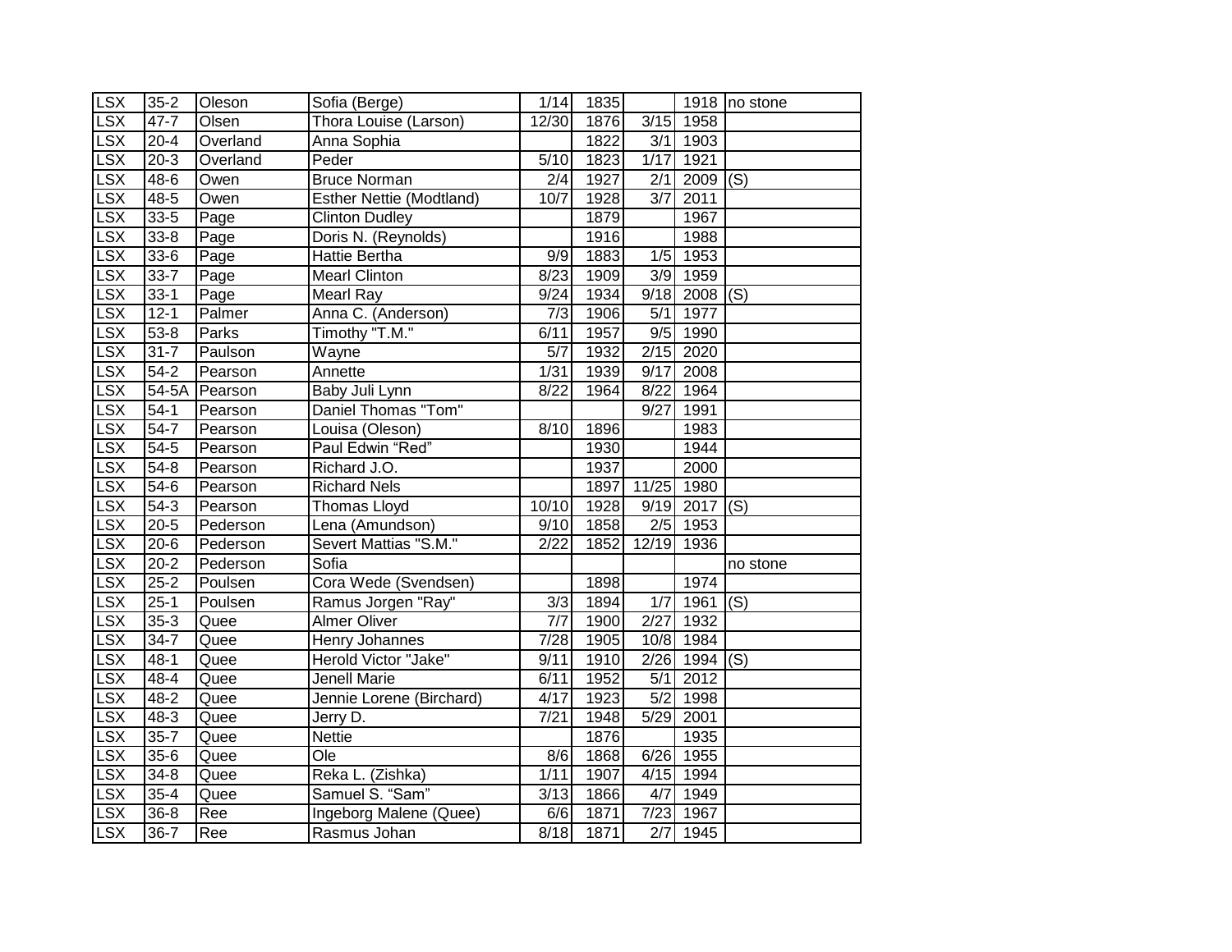| LSX | 35-2 | Oleson | Sofia (Berge) | 1/14 | 1835 | | 1918 | no stone |
|---|---|---|---|---|---|---|---|---|
| LSX | 47-7 | Olsen | Thora Louise (Larson) | 12/30 | 1876 | 3/15 | 1958 | |
| LSX | 20-4 | Overland | Anna Sophia | | 1822 | 3/1 | 1903 | |
| LSX | 20-3 | Overland | Peder | 5/10 | 1823 | 1/17 | 1921 | |
| LSX | 48-6 | Owen | Bruce Norman | 2/4 | 1927 | 2/1 | 2009 | (S) |
| LSX | 48-5 | Owen | Esther Nettie (Modtland) | 10/7 | 1928 | 3/7 | 2011 | |
| LSX | 33-5 | Page | Clinton Dudley | | 1879 | | 1967 | |
| LSX | 33-8 | Page | Doris N. (Reynolds) | | 1916 | | 1988 | |
| LSX | 33-6 | Page | Hattie Bertha | 9/9 | 1883 | 1/5 | 1953 | |
| LSX | 33-7 | Page | Mearl Clinton | 8/23 | 1909 | 3/9 | 1959 | |
| LSX | 33-1 | Page | Mearl Ray | 9/24 | 1934 | 9/18 | 2008 | (S) |
| LSX | 12-1 | Palmer | Anna C. (Anderson) | 7/3 | 1906 | 5/1 | 1977 | |
| LSX | 53-8 | Parks | Timothy "T.M." | 6/11 | 1957 | 9/5 | 1990 | |
| LSX | 31-7 | Paulson | Wayne | 5/7 | 1932 | 2/15 | 2020 | |
| LSX | 54-2 | Pearson | Annette | 1/31 | 1939 | 9/17 | 2008 | |
| LSX | 54-5A | Pearson | Baby Juli Lynn | 8/22 | 1964 | 8/22 | 1964 | |
| LSX | 54-1 | Pearson | Daniel Thomas "Tom" | | | 9/27 | 1991 | |
| LSX | 54-7 | Pearson | Louisa (Oleson) | 8/10 | 1896 | | 1983 | |
| LSX | 54-5 | Pearson | Paul Edwin “Red” | | 1930 | | 1944 | |
| LSX | 54-8 | Pearson | Richard J.O. | | 1937 | | 2000 | |
| LSX | 54-6 | Pearson | Richard Nels | | 1897 | 11/25 | 1980 | |
| LSX | 54-3 | Pearson | Thomas Lloyd | 10/10 | 1928 | 9/19 | 2017 | (S) |
| LSX | 20-5 | Pederson | Lena (Amundson) | 9/10 | 1858 | 2/5 | 1953 | |
| LSX | 20-6 | Pederson | Severt Mattias "S.M." | 2/22 | 1852 | 12/19 | 1936 | |
| LSX | 20-2 | Pederson | Sofia | | | | | no stone |
| LSX | 25-2 | Poulsen | Cora Wede (Svendsen) | | 1898 | | 1974 | |
| LSX | 25-1 | Poulsen | Ramus Jorgen "Ray" | 3/3 | 1894 | 1/7 | 1961 | (S) |
| LSX | 35-3 | Quee | Almer Oliver | 7/7 | 1900 | 2/27 | 1932 | |
| LSX | 34-7 | Quee | Henry Johannes | 7/28 | 1905 | 10/8 | 1984 | |
| LSX | 48-1 | Quee | Herold Victor "Jake" | 9/11 | 1910 | 2/26 | 1994 | (S) |
| LSX | 48-4 | Quee | Jenell Marie | 6/11 | 1952 | 5/1 | 2012 | |
| LSX | 48-2 | Quee | Jennie Lorene (Birchard) | 4/17 | 1923 | 5/2 | 1998 | |
| LSX | 48-3 | Quee | Jerry D. | 7/21 | 1948 | 5/29 | 2001 | |
| LSX | 35-7 | Quee | Nettie | | 1876 | | 1935 | |
| LSX | 35-6 | Quee | Ole | 8/6 | 1868 | 6/26 | 1955 | |
| LSX | 34-8 | Quee | Reka L. (Zishka) | 1/11 | 1907 | 4/15 | 1994 | |
| LSX | 35-4 | Quee | Samuel S. “Sam” | 3/13 | 1866 | 4/7 | 1949 | |
| LSX | 36-8 | Ree | Ingeborg Malene (Quee) | 6/6 | 1871 | 7/23 | 1967 | |
| LSX | 36-7 | Ree | Rasmus Johan | 8/18 | 1871 | 2/7 | 1945 | |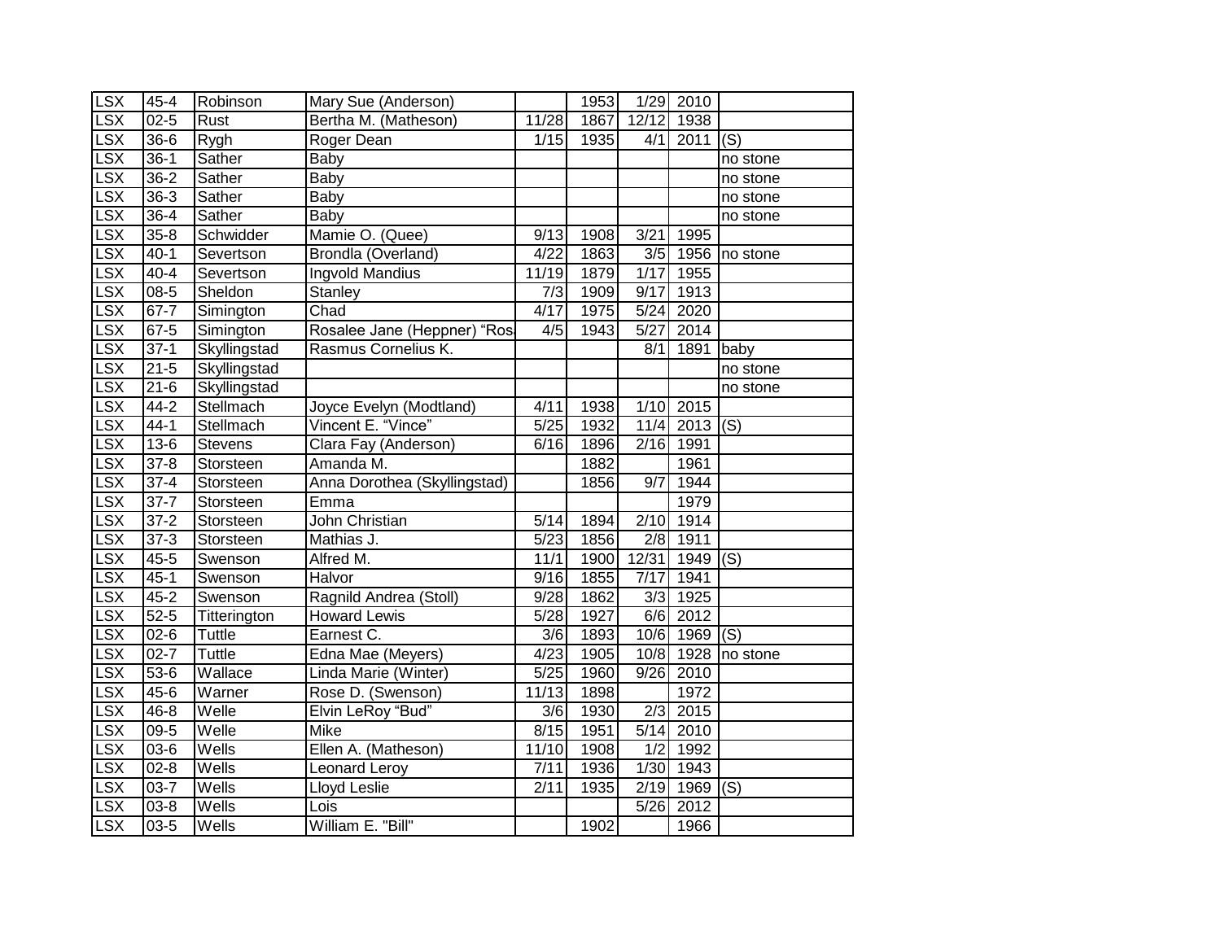| LSX | 45-4 | Robinson | Mary Sue (Anderson) | | 1953 | 1/29 | 2010 | |
|---|---|---|---|---|---|---|---|---|
| LSX | 02-5 | Rust | Bertha M. (Matheson) | 11/28 | 1867 | 12/12 | 1938 | |
| LSX | 36-6 | Rygh | Roger Dean | 1/15 | 1935 | 4/1 | 2011 | (S) |
| LSX | 36-1 | Sather | Baby | | | | | no stone |
| LSX | 36-2 | Sather | Baby | | | | | no stone |
| LSX | 36-3 | Sather | Baby | | | | | no stone |
| LSX | 36-4 | Sather | Baby | | | | | no stone |
| LSX | 35-8 | Schwidder | Mamie O. (Quee) | 9/13 | 1908 | 3/21 | 1995 | |
| LSX | 40-1 | Severtson | Brondla (Overland) | 4/22 | 1863 | 3/5 | 1956 | no stone |
| LSX | 40-4 | Severtson | Ingvold Mandius | 11/19 | 1879 | 1/17 | 1955 | |
| LSX | 08-5 | Sheldon | Stanley | 7/3 | 1909 | 9/17 | 1913 | |
| LSX | 67-7 | Simington | Chad | 4/17 | 1975 | 5/24 | 2020 | |
| LSX | 67-5 | Simington | Rosalee Jane (Heppner) “Ros | 4/5 | 1943 | 5/27 | 2014 | |
| LSX | 37-1 | Skyllingstad | Rasmus Cornelius K. | | | 8/1 | 1891 | baby |
| LSX | 21-5 | Skyllingstad | | | | | | no stone |
| LSX | 21-6 | Skyllingstad | | | | | | no stone |
| LSX | 44-2 | Stellmach | Joyce Evelyn (Modtland) | 4/11 | 1938 | 1/10 | 2015 | |
| LSX | 44-1 | Stellmach | Vincent E. “Vince” | 5/25 | 1932 | 11/4 | 2013 | (S) |
| LSX | 13-6 | Stevens | Clara Fay (Anderson) | 6/16 | 1896 | 2/16 | 1991 | |
| LSX | 37-8 | Storsteen | Amanda M. | | 1882 | | 1961 | |
| LSX | 37-4 | Storsteen | Anna Dorothea (Skyllingstad) | | 1856 | 9/7 | 1944 | |
| LSX | 37-7 | Storsteen | Emma | | | | 1979 | |
| LSX | 37-2 | Storsteen | John Christian | 5/14 | 1894 | 2/10 | 1914 | |
| LSX | 37-3 | Storsteen | Mathias J. | 5/23 | 1856 | 2/8 | 1911 | |
| LSX | 45-5 | Swenson | Alfred M. | 11/1 | 1900 | 12/31 | 1949 | (S) |
| LSX | 45-1 | Swenson | Halvor | 9/16 | 1855 | 7/17 | 1941 | |
| LSX | 45-2 | Swenson | Ragnild Andrea (Stoll) | 9/28 | 1862 | 3/3 | 1925 | |
| LSX | 52-5 | Titterington | Howard Lewis | 5/28 | 1927 | 6/6 | 2012 | |
| LSX | 02-6 | Tuttle | Earnest C. | 3/6 | 1893 | 10/6 | 1969 | (S) |
| LSX | 02-7 | Tuttle | Edna Mae (Meyers) | 4/23 | 1905 | 10/8 | 1928 | no stone |
| LSX | 53-6 | Wallace | Linda Marie (Winter) | 5/25 | 1960 | 9/26 | 2010 | |
| LSX | 45-6 | Warner | Rose D. (Swenson) | 11/13 | 1898 | | 1972 | |
| LSX | 46-8 | Welle | Elvin LeRoy “Bud” | 3/6 | 1930 | 2/3 | 2015 | |
| LSX | 09-5 | Welle | Mike | 8/15 | 1951 | 5/14 | 2010 | |
| LSX | 03-6 | Wells | Ellen A. (Matheson) | 11/10 | 1908 | 1/2 | 1992 | |
| LSX | 02-8 | Wells | Leonard Leroy | 7/11 | 1936 | 1/30 | 1943 | |
| LSX | 03-7 | Wells | Lloyd Leslie | 2/11 | 1935 | 2/19 | 1969 | (S) |
| LSX | 03-8 | Wells | Lois | | | 5/26 | 2012 | |
| LSX | 03-5 | Wells | William E. "Bill" | | 1902 | | 1966 | |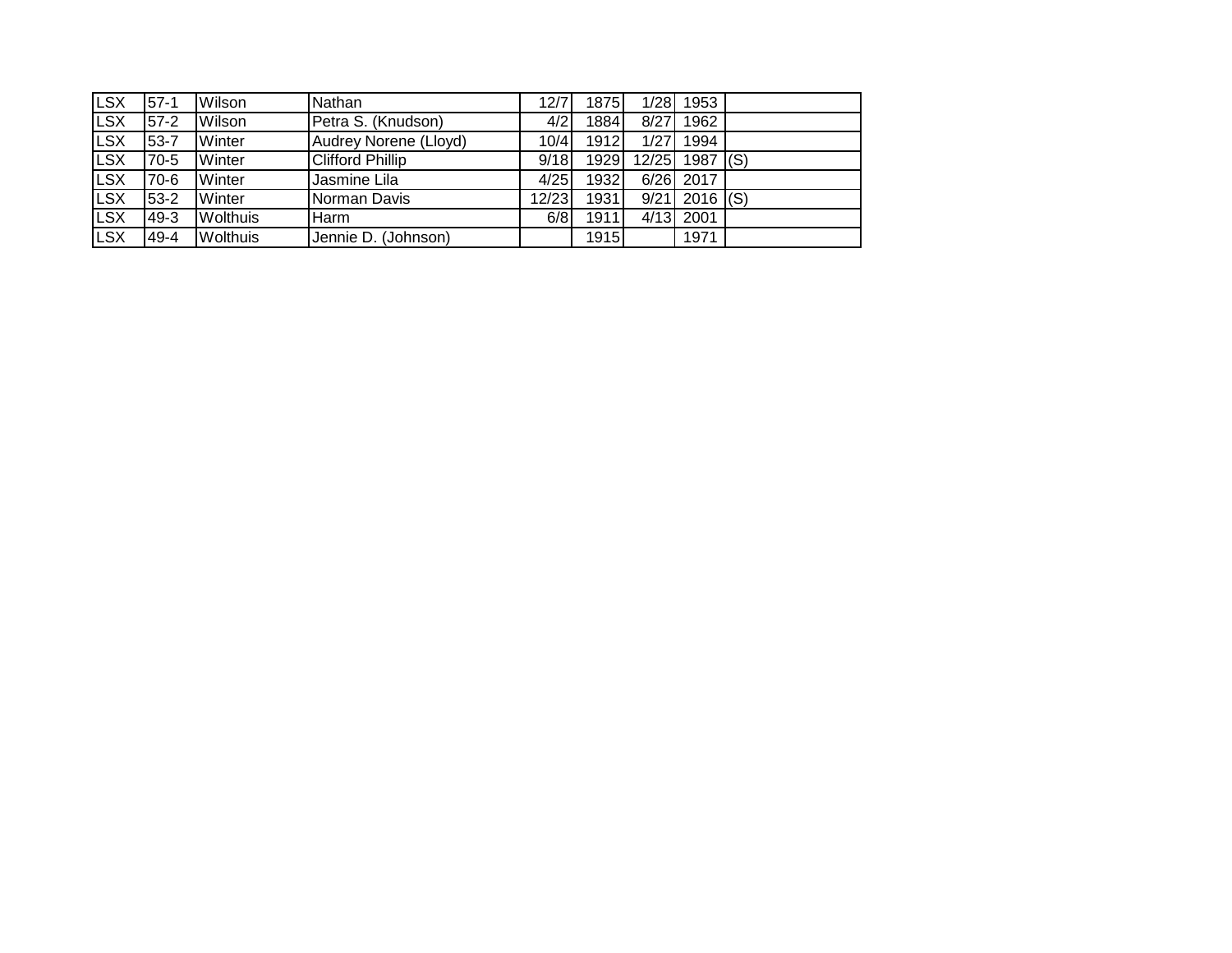| | | | | | | | | |
|---|---|---|---|---|---|---|---|---|
| LSX | 57-1 | Wilson | Nathan | 12/7 | 1875 | 1/28 | 1953 | |
| LSX | 57-2 | Wilson | Petra S. (Knudson) | 4/2 | 1884 | 8/27 | 1962 | |
| LSX | 53-7 | Winter | Audrey Norene (Lloyd) | 10/4 | 1912 | 1/27 | 1994 | |
| LSX | 70-5 | Winter | Clifford Phillip | 9/18 | 1929 | 12/25 | 1987 | (S) |
| LSX | 70-6 | Winter | Jasmine Lila | 4/25 | 1932 | 6/26 | 2017 | |
| LSX | 53-2 | Winter | Norman Davis | 12/23 | 1931 | 9/21 | 2016 | (S) |
| LSX | 49-3 | Wolthuis | Harm | 6/8 | 1911 | 4/13 | 2001 | |
| LSX | 49-4 | Wolthuis | Jennie D. (Johnson) | | 1915 | | 1971 | |